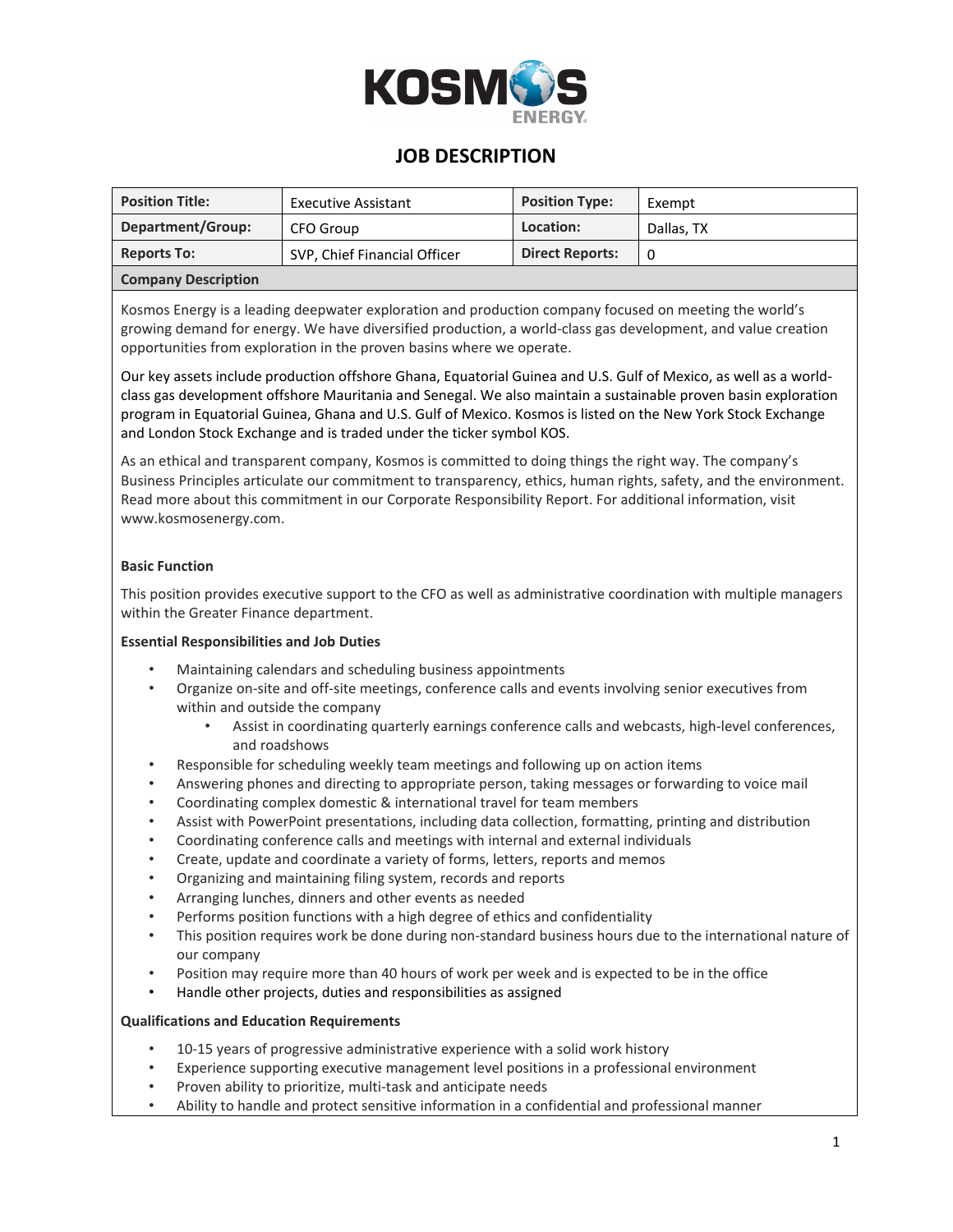# JOB DESCRIPTION

| Position Title: | Executive Assistant | Position Type: | Exempt |
|---|---|---|---|
| Department/Group: | CFO Group | Location: | Dallas, TX |
| Reports To: | SVP, Chief Financial Officer | Direct Reports: | 0 |

**Company Description**

Kosmos Energy is a leading deepwater exploration and production company focused on meeting the world's growing demand for energy. We have diversified production, a world-class gas development, and value creation opportunities from exploration in the proven basins where we operate.

Our key assets include production offshore Ghana, Equatorial Guinea and U.S. Gulf of Mexico, as well as a world-class gas development offshore Mauritania and Senegal. We also maintain a sustainable proven basin exploration program in Equatorial Guinea, Ghana and U.S. Gulf of Mexico. Kosmos is listed on the New York Stock Exchange and London Stock Exchange and is traded under the ticker symbol KOS.

As an ethical and transparent company, Kosmos is committed to doing things the right way. The company's Business Principles articulate our commitment to transparency, ethics, human rights, safety, and the environment. Read more about this commitment in our Corporate Responsibility Report. For additional information, visit www.kosmosenergy.com.

**Basic Function**

This position provides executive support to the CFO as well as administrative coordination with multiple managers within the Greater Finance department.

**Essential Responsibilities and Job Duties**

- Maintaining calendars and scheduling business appointments
- Organize on-site and off-site meetings, conference calls and events involving senior executives from within and outside the company
    - Assist in coordinating quarterly earnings conference calls and webcasts, high-level conferences, and roadshows
- Responsible for scheduling weekly team meetings and following up on action items
- Answering phones and directing to appropriate person, taking messages or forwarding to voice mail
- Coordinating complex domestic & international travel for team members
- Assist with PowerPoint presentations, including data collection, formatting, printing and distribution
- Coordinating conference calls and meetings with internal and external individuals
- Create, update and coordinate a variety of forms, letters, reports and memos
- Organizing and maintaining filing system, records and reports
- Arranging lunches, dinners and other events as needed
- Performs position functions with a high degree of ethics and confidentiality
- This position requires work be done during non-standard business hours due to the international nature of our company
- Position may require more than 40 hours of work per week and is expected to be in the office
- Handle other projects, duties and responsibilities as assigned

**Qualifications and Education Requirements**

- 10-15 years of progressive administrative experience with a solid work history
- Experience supporting executive management level positions in a professional environment
- Proven ability to prioritize, multi-task and anticipate needs
- Ability to handle and protect sensitive information in a confidential and professional manner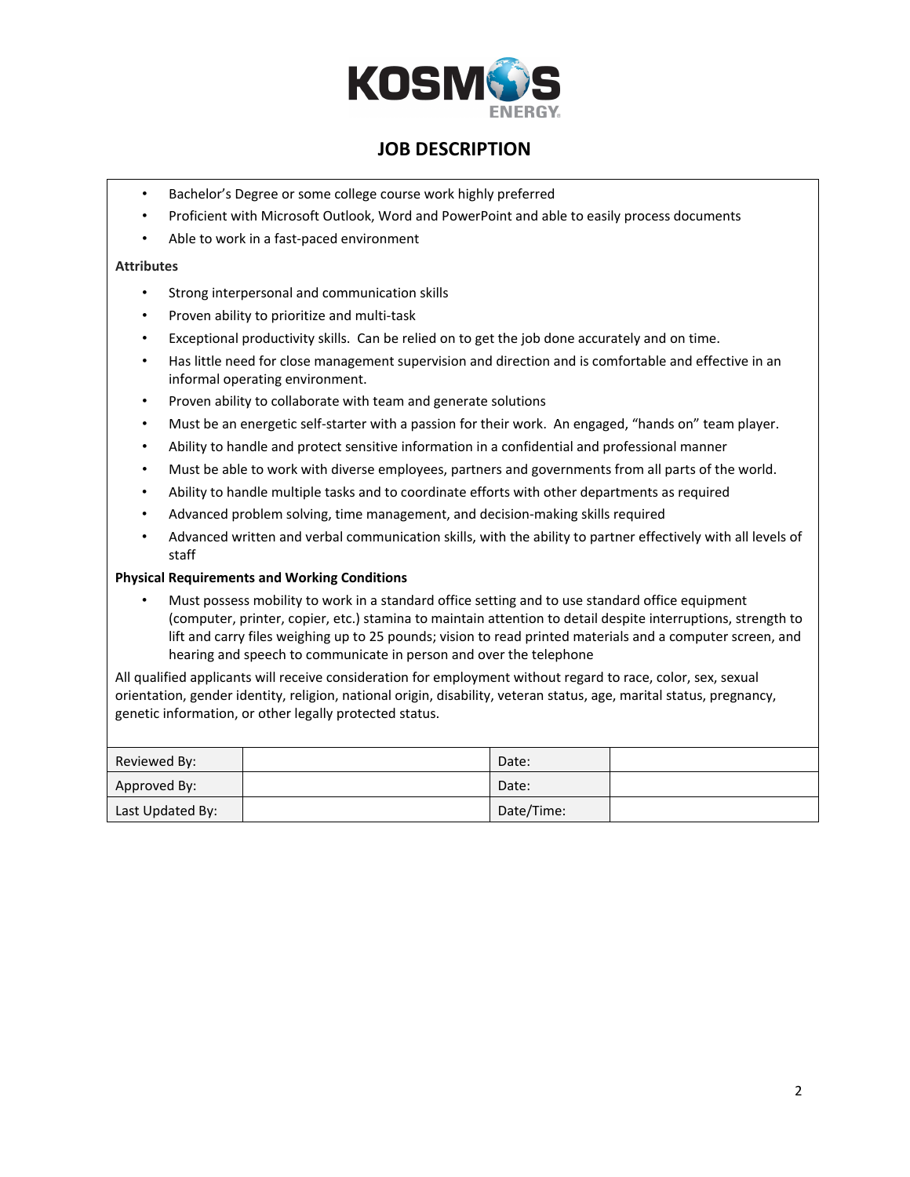# JOB DESCRIPTION

- Bachelor's Degree or some college course work highly preferred
- Proficient with Microsoft Outlook, Word and PowerPoint and able to easily process documents
- Able to work in a fast-paced environment

**Attributes**

- Strong interpersonal and communication skills
- Proven ability to prioritize and multi-task
- Exceptional productivity skills. Can be relied on to get the job done accurately and on time.
- Has little need for close management supervision and direction and is comfortable and effective in an informal operating environment.
- Proven ability to collaborate with team and generate solutions
- Must be an energetic self-starter with a passion for their work. An engaged, "hands on" team player.
- Ability to handle and protect sensitive information in a confidential and professional manner
- Must be able to work with diverse employees, partners and governments from all parts of the world.
- Ability to handle multiple tasks and to coordinate efforts with other departments as required
- Advanced problem solving, time management, and decision-making skills required
- Advanced written and verbal communication skills, with the ability to partner effectively with all levels of staff

**Physical Requirements and Working Conditions**

- Must possess mobility to work in a standard office setting and to use standard office equipment (computer, printer, copier, etc.) stamina to maintain attention to detail despite interruptions, strength to lift and carry files weighing up to 25 pounds; vision to read printed materials and a computer screen, and hearing and speech to communicate in person and over the telephone

All qualified applicants will receive consideration for employment without regard to race, color, sex, sexual orientation, gender identity, religion, national origin, disability, veteran status, age, marital status, pregnancy, genetic information, or other legally protected status.

| | | | |
|---|---|---|---|
| Reviewed By: | | Date: | |
| Approved By: | | Date: | |
| Last Updated By: | | Date/Time: | |